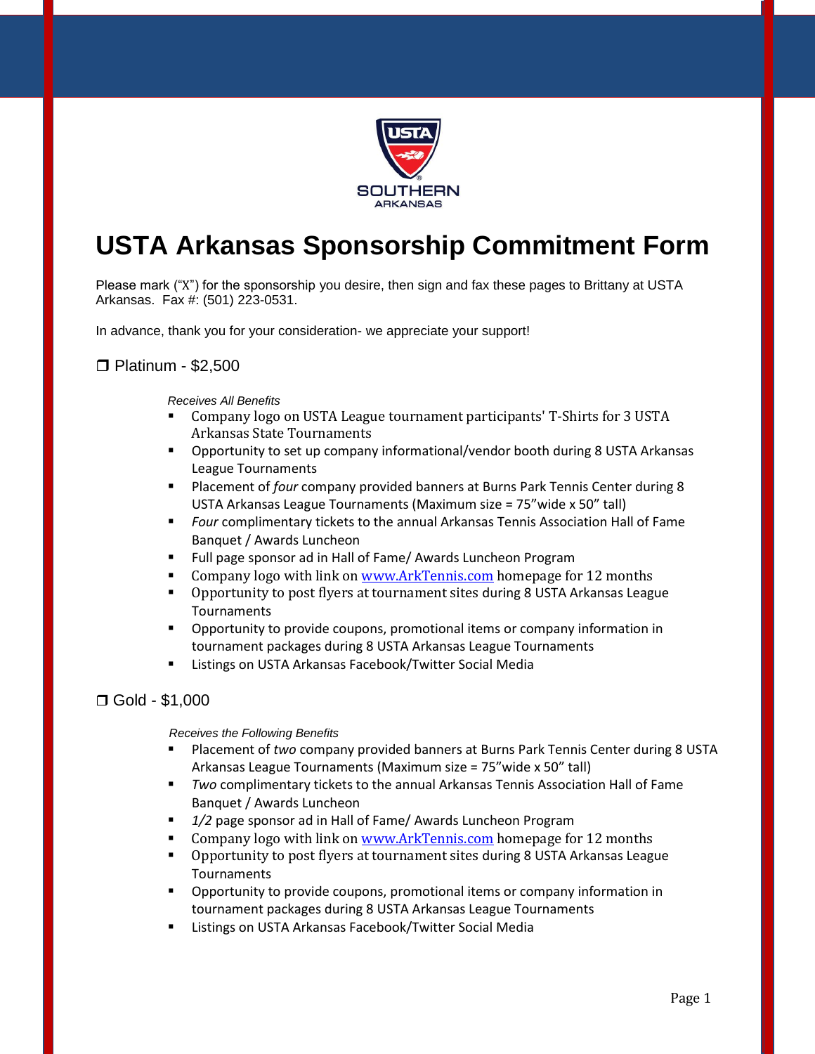# USTA Arkansas Sponsorship Commitment Form

Please mark ("X") for the sponsorship you desire, then sign and fax these pages to Brittany at USTA Arkansas. Fax #: (501) 223-0531.

In advance, thank you for your consideration- we appreciate your support!

❒ Platinum - $2,500

*Receives All Benefits*

- Company logo on USTA League tournament participants' T-Shirts for 3 USTA Arkansas State Tournaments
- Opportunity to set up company informational/vendor booth during 8 USTA Arkansas League Tournaments
- Placement of *four* company provided banners at Burns Park Tennis Center during 8 USTA Arkansas League Tournaments (Maximum size = 75"wide x 50" tall)
- *Four* complimentary tickets to the annual Arkansas Tennis Association Hall of Fame Banquet / Awards Luncheon
- Full page sponsor ad in Hall of Fame/ Awards Luncheon Program
- Company logo with link on www.ArkTennis.com homepage for 12 months
- Opportunity to post flyers at tournament sites during 8 USTA Arkansas League Tournaments
- Opportunity to provide coupons, promotional items or company information in tournament packages during 8 USTA Arkansas League Tournaments
- Listings on USTA Arkansas Facebook/Twitter Social Media

❒ Gold - $1,000

*Receives the Following Benefits*

- Placement of *two* company provided banners at Burns Park Tennis Center during 8 USTA Arkansas League Tournaments (Maximum size = 75"wide x 50" tall)
- *Two* complimentary tickets to the annual Arkansas Tennis Association Hall of Fame Banquet / Awards Luncheon
- *1/2* page sponsor ad in Hall of Fame/ Awards Luncheon Program
- Company logo with link on www.ArkTennis.com homepage for 12 months
- Opportunity to post flyers at tournament sites during 8 USTA Arkansas League Tournaments
- Opportunity to provide coupons, promotional items or company information in tournament packages during 8 USTA Arkansas League Tournaments
- Listings on USTA Arkansas Facebook/Twitter Social Media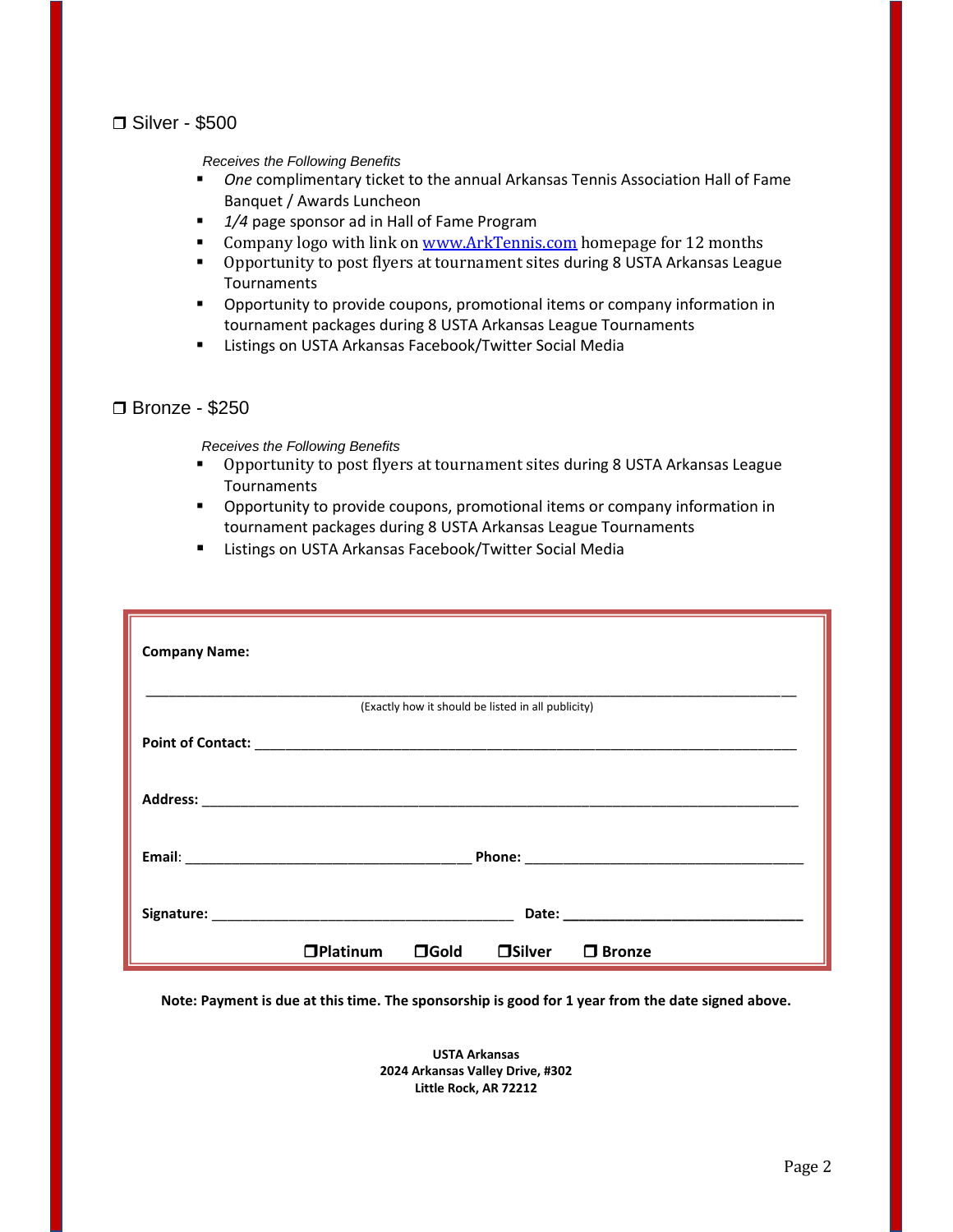❒ Silver - $500

*Receives the Following Benefits*

- *One* complimentary ticket to the annual Arkansas Tennis Association Hall of Fame Banquet / Awards Luncheon
- *1/4* page sponsor ad in Hall of Fame Program
- Company logo with link on [www.ArkTennis.com](http://www.ArkTennis.com) homepage for 12 months
- Opportunity to post flyers at tournament sites during 8 USTA Arkansas League Tournaments
- Opportunity to provide coupons, promotional items or company information in tournament packages during 8 USTA Arkansas League Tournaments
- Listings on USTA Arkansas Facebook/Twitter Social Media

❒ Bronze - $250

*Receives the Following Benefits*

- Opportunity to post flyers at tournament sites during 8 USTA Arkansas League Tournaments
- Opportunity to provide coupons, promotional items or company information in tournament packages during 8 USTA Arkansas League Tournaments
- Listings on USTA Arkansas Facebook/Twitter Social Media

**Company Name:**

_______________________________________________________________________________

(Exactly how it should be listed in all publicity)

**Point of Contact:** ____________________________________________________________

**Address:** _________________________________________________________________

**Email**: ______________________________ **Phone:** ______________________________

**Signature:** _______________________________ **Date:** __________________________

**❒Platinum ❒Gold ❒Silver ❒ Bronze**

**Note: Payment is due at this time. The sponsorship is good for 1 year from the date signed above.**

**USTA Arkansas**
**2024 Arkansas Valley Drive, #302**
**Little Rock, AR 72212**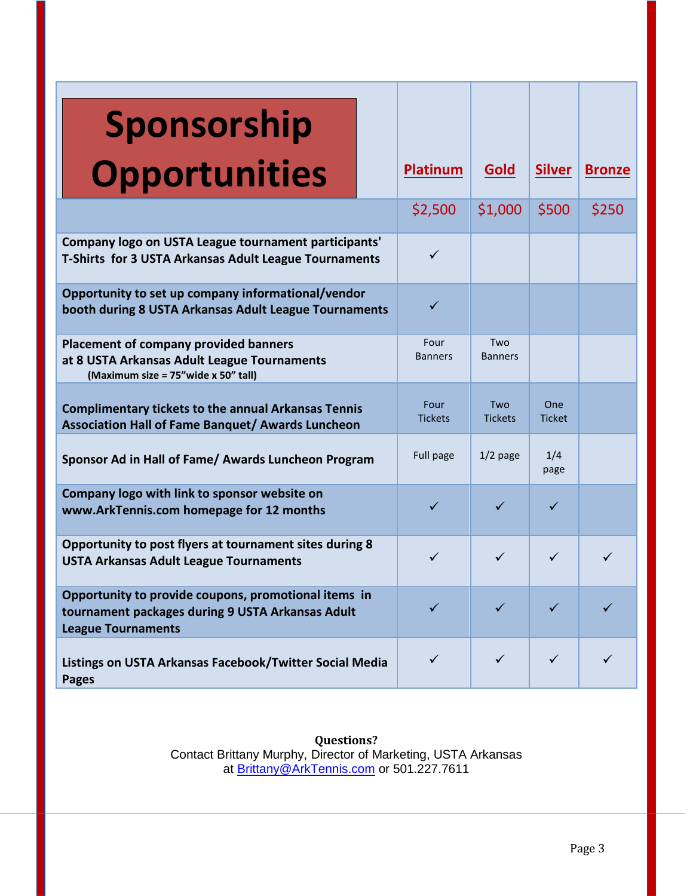| Sponsorship Opportunities | Platinum | Gold | Silver | Bronze |
|---|---|---|---|---|
| | $2,500 | $1,000 | $500 | $250 |
| **Company logo on USTA League tournament participants' T-Shirts for 3 USTA Arkansas Adult League Tournaments** | ✓ | | | |
| **Opportunity to set up company informational/vendor booth during 8 USTA Arkansas Adult League Tournaments** | ✓ | | | |
| **Placement of company provided banners at 8 USTA Arkansas Adult League Tournaments (Maximum size = 75"wide x 50" tall)** | Four Banners | Two Banners | | |
| **Complimentary tickets to the annual Arkansas Tennis Association Hall of Fame Banquet/ Awards Luncheon** | Four Tickets | Two Tickets | One Ticket | |
| **Sponsor Ad in Hall of Fame/ Awards Luncheon Program** | Full page | 1/2 page | 1/4 page | |
| **Company logo with link to sponsor website on www.ArkTennis.com homepage for 12 months** | ✓ | ✓ | ✓ | |
| **Opportunity to post flyers at tournament sites during 8 USTA Arkansas Adult League Tournaments** | ✓ | ✓ | ✓ | ✓ |
| **Opportunity to provide coupons, promotional items in tournament packages during 9 USTA Arkansas Adult League Tournaments** | ✓ | ✓ | ✓ | ✓ |
| **Listings on USTA Arkansas Facebook/Twitter Social Media Pages** | ✓ | ✓ | ✓ | ✓ |

**Questions?**

Contact Brittany Murphy, Director of Marketing, USTA Arkansas at Brittany@ArkTennis.com or 501.227.7611